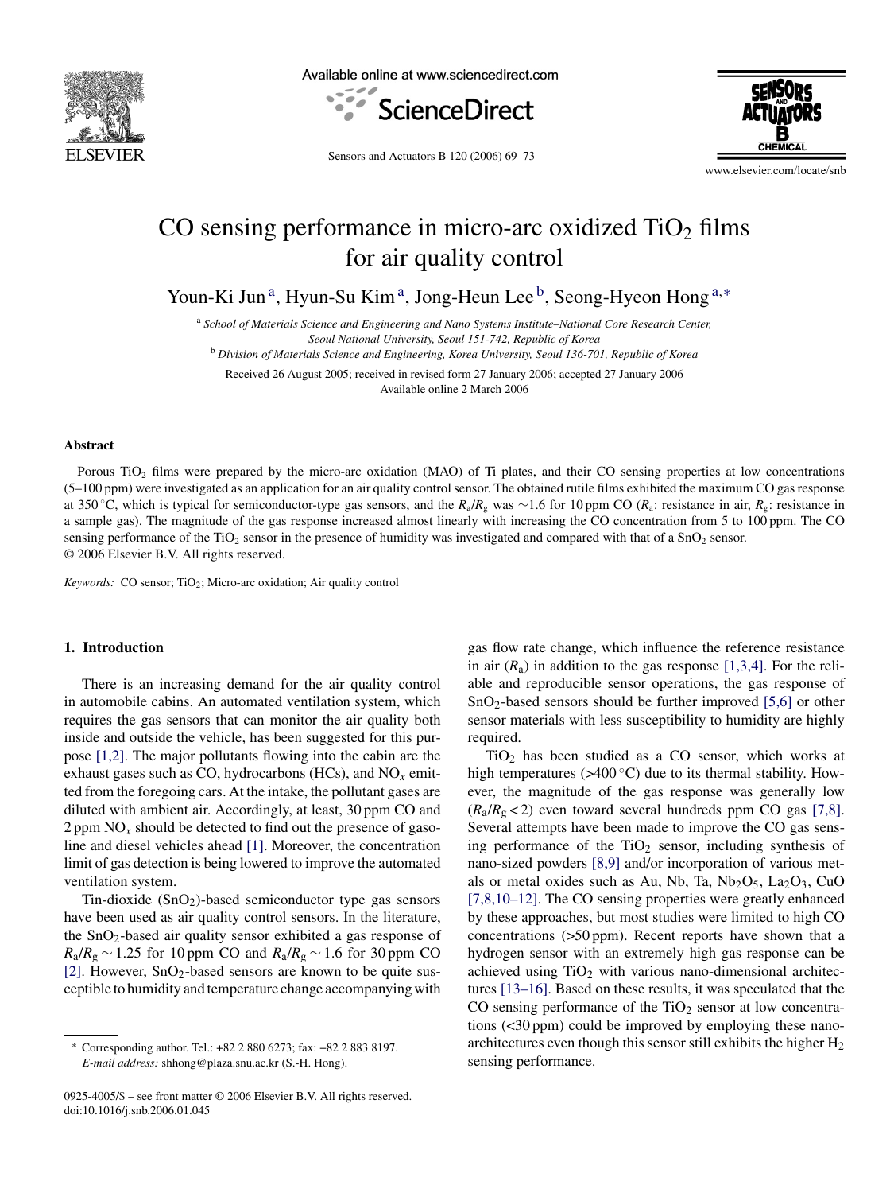# CO sensing performance in micro-arc oxidized $TiO_2$ films for air quality control

Youn-Ki Jun [a], Hyun-Su Kim [a], Jong-Heun Lee [b], Seong-Hyeon Hong [a,*]

[a] *School of Materials Science and Engineering and Nano Systems Institute–National Core Research Center, Seoul National University, Seoul 151-742, Republic of Korea*

[b] *Division of Materials Science and Engineering, Korea University, Seoul 136-701, Republic of Korea*

Received 26 August 2005; received in revised form 27 January 2006; accepted 27 January 2006

Available online 2 March 2006

## Abstract

Porous $TiO_2$ films were prepared by the micro-arc oxidation (MAO) of Ti plates, and their CO sensing properties at low concentrations (5–100 ppm) were investigated as an application for an air quality control sensor. The obtained rutile films exhibited the maximum CO gas response at 350 °C, which is typical for semiconductor-type gas sensors, and the $R_a/R_g$ was ~1.6 for 10 ppm CO ($R_a$: resistance in air, $R_g$: resistance in a sample gas). The magnitude of the gas response increased almost linearly with increasing the CO concentration from 5 to 100 ppm. The CO sensing performance of the $TiO_2$ sensor in the presence of humidity was investigated and compared with that of a $SnO_2$ sensor.

© 2006 Elsevier B.V. All rights reserved.

*Keywords:* CO sensor; $TiO_2$; Micro-arc oxidation; Air quality control

## 1. Introduction

There is an increasing demand for the air quality control in automobile cabins. An automated ventilation system, which requires the gas sensors that can monitor the air quality both inside and outside the vehicle, has been suggested for this purpose [1,2]. The major pollutants flowing into the cabin are the exhaust gases such as CO, hydrocarbons (HCs), and $NO_x$ emitted from the foregoing cars. At the intake, the pollutant gases are diluted with ambient air. Accordingly, at least, 30 ppm CO and 2 ppm $NO_x$ should be detected to find out the presence of gasoline and diesel vehicles ahead [1]. Moreover, the concentration limit of gas detection is being lowered to improve the automated ventilation system.

Tin-dioxide ($SnO_2$)-based semiconductor type gas sensors have been used as air quality control sensors. In the literature, the $SnO_2$-based air quality sensor exhibited a gas response of $R_a/R_g \sim 1.25$ for 10 ppm CO and $R_a/R_g \sim 1.6$ for 30 ppm CO [2]. However, $SnO_2$-based sensors are known to be quite susceptible to humidity and temperature change accompanying with gas flow rate change, which influence the reference resistance in air ($R_a$) in addition to the gas response [1,3,4]. For the reliable and reproducible sensor operations, the gas response of $SnO_2$-based sensors should be further improved [5,6] or other sensor materials with less susceptibility to humidity are highly required.

$TiO_2$ has been studied as a CO sensor, which works at high temperatures (>400 °C) due to its thermal stability. However, the magnitude of the gas response was generally low ($R_a/R_g < 2$) even toward several hundreds ppm CO gas [7,8]. Several attempts have been made to improve the CO gas sensing performance of the $TiO_2$ sensor, including synthesis of nano-sized powders [8,9] and/or incorporation of various metals or metal oxides such as Au, Nb, Ta, $Nb_2O_5$, $La_2O_3$, CuO [7,8,10–12]. The CO sensing properties were greatly enhanced by these approaches, but most studies were limited to high CO concentrations (>50 ppm). Recent reports have shown that a hydrogen sensor with an extremely high gas response can be achieved using $TiO_2$ with various nano-dimensional architectures [13–16]. Based on these results, it was speculated that the CO sensing performance of the $TiO_2$ sensor at low concentrations (<30 ppm) could be improved by employing these nano-architectures even though this sensor still exhibits the higher $H_2$ sensing performance.

---

* Corresponding author. Tel.: +82 2 880 6273; fax: +82 2 883 8197.
*E-mail address:* shhong@plaza.snu.ac.kr (S.-H. Hong).

0925-4005/$ – see front matter © 2006 Elsevier B.V. All rights reserved.
doi:10.1016/j.snb.2006.01.045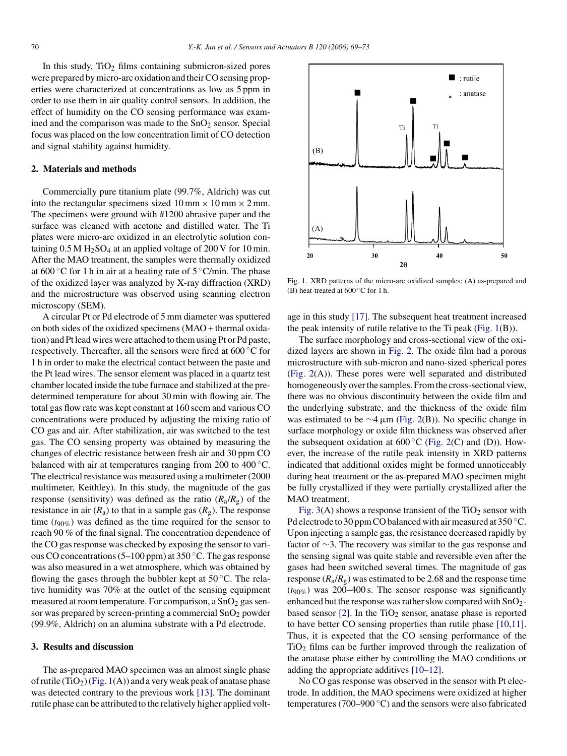In this study, $TiO_2$ films containing submicron-sized pores were prepared by micro-arc oxidation and their CO sensing properties were characterized at concentrations as low as 5 ppm in order to use them in air quality control sensors. In addition, the effect of humidity on the CO sensing performance was examined and the comparison was made to the $SnO_2$ sensor. Special focus was placed on the low concentration limit of CO detection and signal stability against humidity.

## 2. Materials and methods

Commercially pure titanium plate (99.7%, Aldrich) was cut into the rectangular specimens sized 10 mm × 10 mm × 2 mm. The specimens were ground with #1200 abrasive paper and the surface was cleaned with acetone and distilled water. The Ti plates were micro-arc oxidized in an electrolytic solution containing 0.5 M $H_2SO_4$ at an applied voltage of 200 V for 10 min. After the MAO treatment, the samples were thermally oxidized at 600 °C for 1 h in air at a heating rate of 5 °C/min. The phase of the oxidized layer was analyzed by X-ray diffraction (XRD) and the microstructure was observed using scanning electron microscopy (SEM).

A circular Pt or Pd electrode of 5 mm diameter was sputtered on both sides of the oxidized specimens (MAO + thermal oxidation) and Pt lead wires were attached to them using Pt or Pd paste, respectively. Thereafter, all the sensors were fired at 600 °C for 1 h in order to make the electrical contact between the paste and the Pt lead wires. The sensor element was placed in a quartz test chamber located inside the tube furnace and stabilized at the predetermined temperature for about 30 min with flowing air. The total gas flow rate was kept constant at 160 sccm and various CO concentrations were produced by adjusting the mixing ratio of CO gas and air. After stabilization, air was switched to the test gas. The CO sensing property was obtained by measuring the changes of electric resistance between fresh air and 30 ppm CO balanced with air at temperatures ranging from 200 to 400 °C. The electrical resistance was measured using a multimeter (2000 multimeter, Keithley). In this study, the magnitude of the gas response (sensitivity) was defined as the ratio ($R_a/R_g$) of the resistance in air ($R_a$) to that in a sample gas ($R_g$). The response time ($t_{90\%}$) was defined as the time required for the sensor to reach 90 % of the final signal. The concentration dependence of the CO gas response was checked by exposing the sensor to various CO concentrations (5–100 ppm) at 350 °C. The gas response was also measured in a wet atmosphere, which was obtained by flowing the gases through the bubbler kept at 50 °C. The relative humidity was 70% at the outlet of the sensing equipment measured at room temperature. For comparison, a $SnO_2$ gas sensor was prepared by screen-printing a commercial $SnO_2$ powder (99.9%, Aldrich) on an alumina substrate with a Pd electrode.

## 3. Results and discussion

The as-prepared MAO specimen was an almost single phase of rutile ($TiO_2$) (Fig. 1(A)) and a very weak peak of anatase phase was detected contrary to the previous work [13]. The dominant rutile phase can be attributed to the relatively higher applied voltage in this study [17]. The subsequent heat treatment increased the peak intensity of rutile relative to the Ti peak (Fig. 1(B)).

Fig. 1. XRD patterns of the micro-arc oxidized samples; (A) as-prepared and (B) heat-treated at 600 °C for 1 h.

The surface morphology and cross-sectional view of the oxidized layers are shown in Fig. 2. The oxide film had a porous microstructure with sub-micron and nano-sized spherical pores (Fig. 2(A)). These pores were well separated and distributed homogeneously over the samples. From the cross-sectional view, there was no obvious discontinuity between the oxide film and the underlying substrate, and the thickness of the oxide film was estimated to be ~4 μm (Fig. 2(B)). No specific change in surface morphology or oxide film thickness was observed after the subsequent oxidation at 600 °C (Fig. 2(C) and (D)). However, the increase of the rutile peak intensity in XRD patterns indicated that additional oxides might be formed unnoticeably during heat treatment or the as-prepared MAO specimen might be fully crystallized if they were partially crystallized after the MAO treatment.

Fig. 3(A) shows a response transient of the $TiO_2$ sensor with Pd electrode to 30 ppm CO balanced with air measured at 350 °C. Upon injecting a sample gas, the resistance decreased rapidly by factor of ~3. The recovery was similar to the gas response and the sensing signal was quite stable and reversible even after the gases had been switched several times. The magnitude of gas response ($R_a/R_g$) was estimated to be 2.68 and the response time ($t_{90\%}$) was 200–400 s. The sensor response was significantly enhanced but the response was rather slow compared with $SnO_2$-based sensor [2]. In the $TiO_2$ sensor, anatase phase is reported to have better CO sensing properties than rutile phase [10,11]. Thus, it is expected that the CO sensing performance of the $TiO_2$ films can be further improved through the realization of the anatase phase either by controlling the MAO conditions or adding the appropriate additives [10–12].

No CO gas response was observed in the sensor with Pt electrode. In addition, the MAO specimens were oxidized at higher temperatures (700–900 °C) and the sensors were also fabricated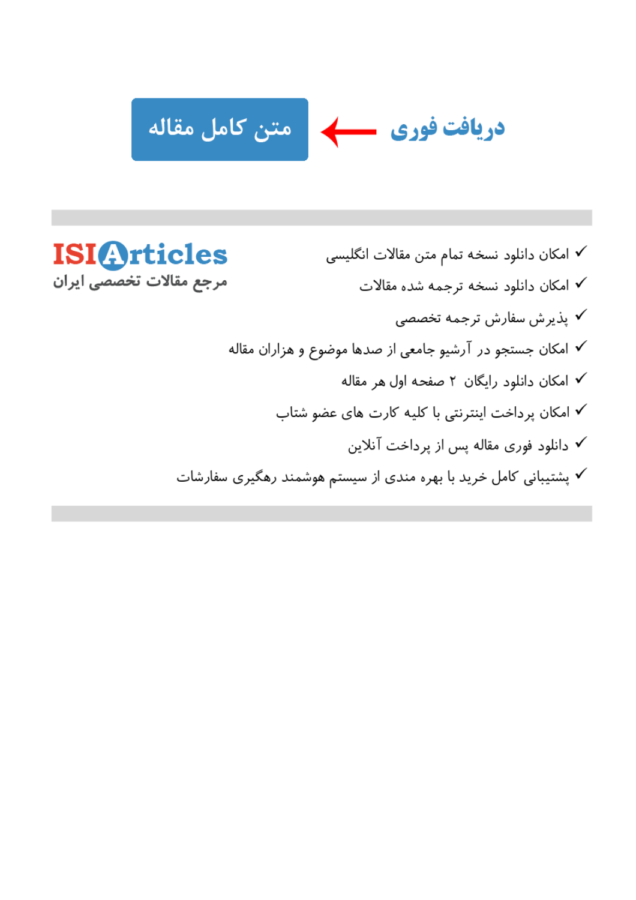دریافت فوری ← متن کامل مقاله

**ISIArticles**
مرجع مقالات تخصصی ایران

- ✓ امکان دانلود نسخه تمام متن مقالات انگلیسی
- ✓ امکان دانلود نسخه ترجمه شده مقالات
- ✓ پذیرش سفارش ترجمه تخصصی
- ✓ امکان جستجو در آرشیو جامعی از صدها موضوع و هزاران مقاله
- ✓ امکان دانلود رایگان ۲ صفحه اول هر مقاله
- ✓ امکان پرداخت اینترنتی با کلیه کارت های عضو شتاب
- ✓ دانلود فوری مقاله پس از پرداخت آنلاین
- ✓ پشتیبانی کامل خرید با بهره مندی از سیستم هوشمند رهگیری سفارشات